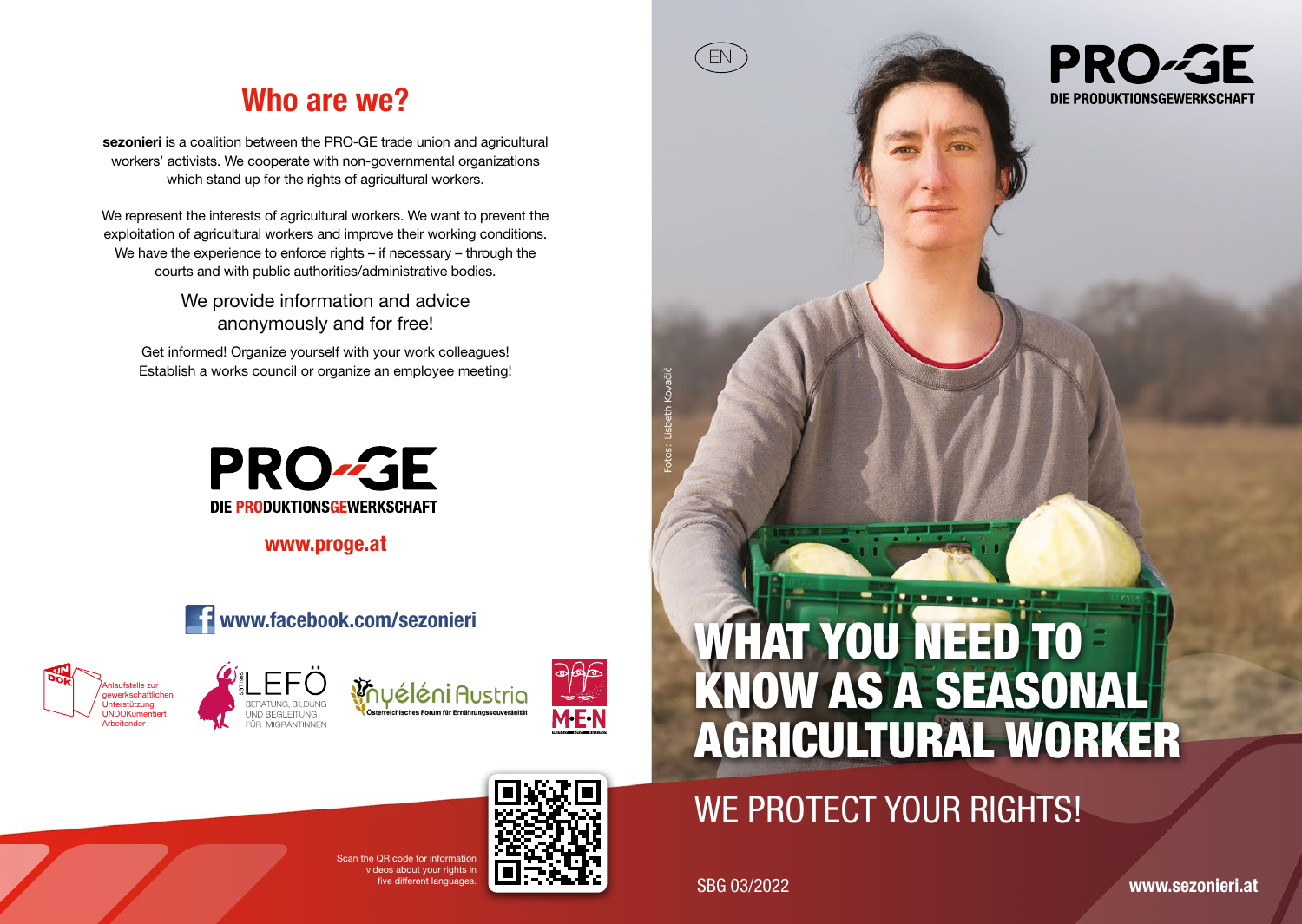# Who are we?

**sezonieri** is a coalition between the PRO-GE trade union and agricultural workers' activists. We cooperate with non-governmental organizations which stand up for the rights of agricultural workers.

We represent the interests of agricultural workers. We want to prevent the exploitation of agricultural workers and improve their working conditions. We have the experience to enforce rights – if necessary – through the courts and with public authorities/administrative bodies.

We provide information and advice anonymously and for free!

Get informed! Organize yourself with your work colleagues! Establish a works council or organize an employee meeting!

PRO-GE
DIE PRODUKTIONSGEWERKSCHAFT

**www.proge.at**

**www.facebook.com/sezonieri**

UNDOK – Anlaufstelle zur gewerkschaftlichen Unterstützung UNDOKumentiert Arbeitender

LEFÖ – Beratung, Bildung und Begleitung für Migrantinnen

Nyéléni Austria – Österreichisches Forum für Ernährungssouveränität

M·E·N

Scan the QR code for information videos about your rights in five different languages.

EN

PRO-GE
DIE PRODUKTIONSGEWERKSCHAFT

Fotos: Lisbeth Kovačič

# WHAT YOU NEED TO KNOW AS A SEASONAL AGRICULTURAL WORKER

## WE PROTECT YOUR RIGHTS!

SBG 03/2022

**www.sezonieri.at**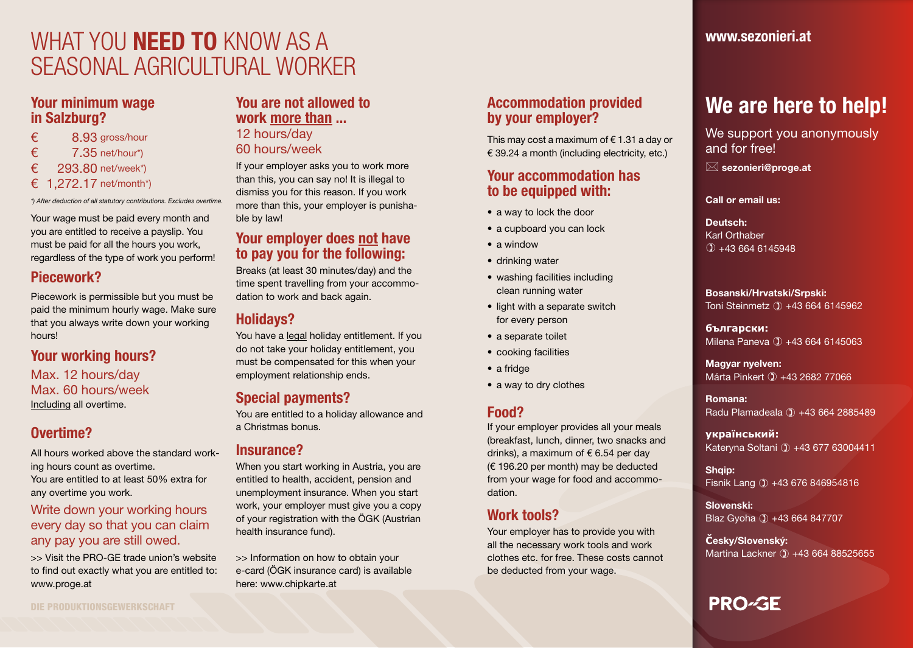# WHAT YOU **NEED TO** KNOW AS A SEASONAL AGRICULTURAL WORKER

## Your minimum wage in Salzburg?

€ 8.93 gross/hour
€ 7.35 net/hour*)
€ 293.80 net/week*)
€ 1,272.17 net/month*)

*\*) After deduction of all statutory contributions. Excludes overtime.*

Your wage must be paid every month and you are entitled to receive a payslip. You must be paid for all the hours you work, regardless of the type of work you perform!

## Piecework?

Piecework is permissible but you must be paid the minimum hourly wage. Make sure that you always write down your working hours!

## Your working hours?

Max. 12 hours/day
Max. 60 hours/week
Including all overtime.

## Overtime?

All hours worked above the standard working hours count as overtime.
You are entitled to at least 50% extra for any overtime you work.

Write down your working hours every day so that you can claim any pay you are still owed.

>> Visit the PRO-GE trade union's website to find out exactly what you are entitled to: www.proge.at

## You are not allowed to work more than ...

12 hours/day
60 hours/week

If your employer asks you to work more than this, you can say no! It is illegal to dismiss you for this reason. If you work more than this, your employer is punishable by law!

## Your employer does not have to pay you for the following:

Breaks (at least 30 minutes/day) and the time spent travelling from your accommodation to work and back again.

## Holidays?

You have a legal holiday entitlement. If you do not take your holiday entitlement, you must be compensated for this when your employment relationship ends.

## Special payments?

You are entitled to a holiday allowance and a Christmas bonus.

## Insurance?

When you start working in Austria, you are entitled to health, accident, pension and unemployment insurance. When you start work, your employer must give you a copy of your registration with the ÖGK (Austrian health insurance fund).

>> Information on how to obtain your e-card (ÖGK insurance card) is available here: www.chipkarte.at

## Accommodation provided by your employer?

This may cost a maximum of € 1.31 a day or € 39.24 a month (including electricity, etc.)

## Your accommodation has to be equipped with:

- a way to lock the door
- a cupboard you can lock
- a window
- drinking water
- washing facilities including clean running water
- light with a separate switch for every person
- a separate toilet
- cooking facilities
- a fridge
- a way to dry clothes

## Food?

If your employer provides all your meals (breakfast, lunch, dinner, two snacks and drinks), a maximum of € 6.54 per day (€ 196.20 per month) may be deducted from your wage for food and accommodation.

## Work tools?

Your employer has to provide you with all the necessary work tools and work clothes etc. for free. These costs cannot be deducted from your wage.

DIE PRODUKTIONSGEWERKSCHAFT

**www.sezonieri.at**

# We are here to help!

We support you anonymously and for free!

**sezonieri@proge.at**

**Call or email us:**

**Deutsch:**
Karl Orthaber
+43 664 6145948

**Bosanski/Hrvatski/Srpski:**
Toni Steinmetz +43 664 6145962

**български:**
Milena Paneva +43 664 6145063

**Magyar nyelven:**
Márta Pinkert +43 2682 77066

**Romana:**
Radu Plamadeala +43 664 2885489

**український:**
Kateryna Soltani +43 677 63004411

**Shqip:**
Fisnik Lang +43 676 846954816

**Slovenski:**
Blaz Gyoha +43 664 847707

**Česky/Slovenský:**
Martina Lackner +43 664 88525655

PRO-GE